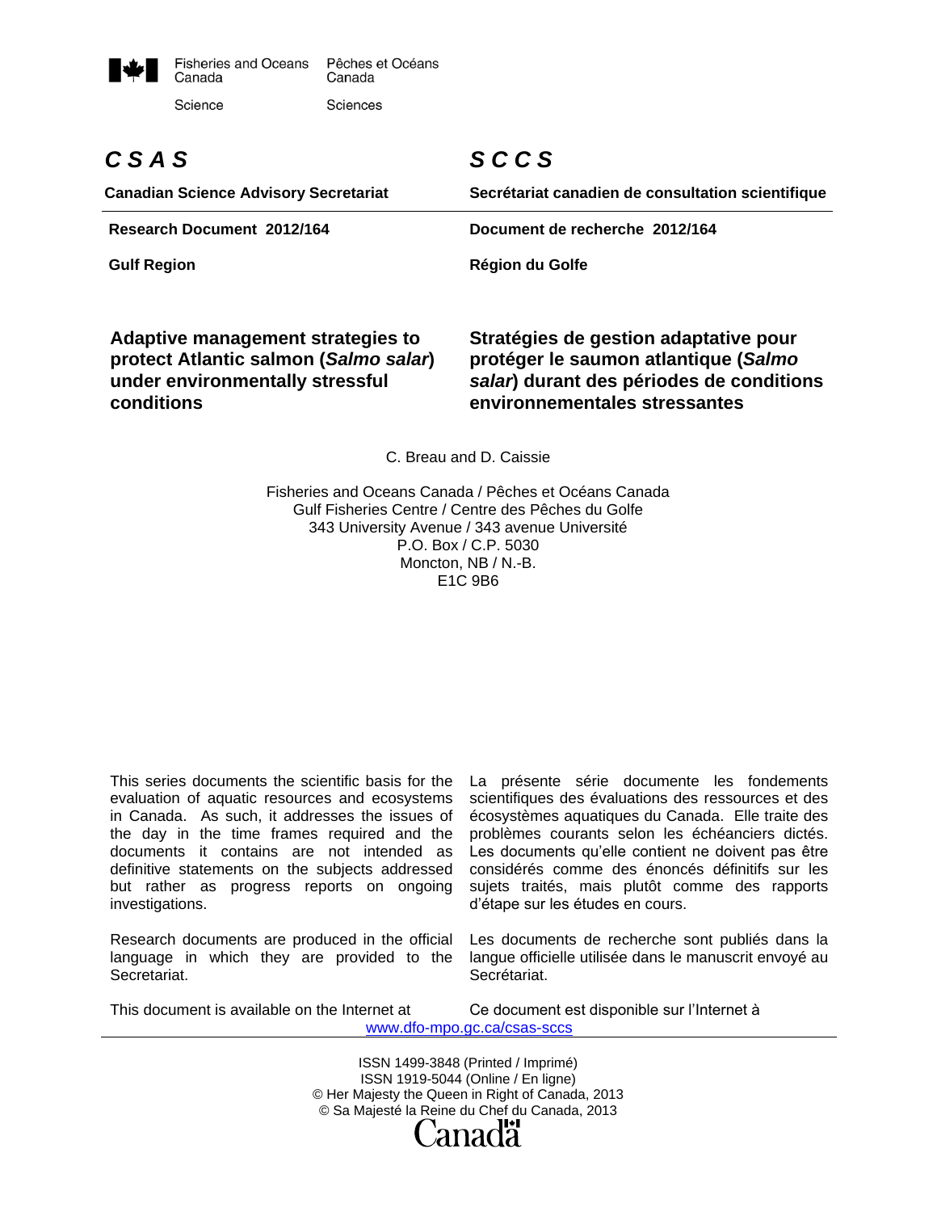Fisheries and Oceans Canada — Pêches et Océans Canada

Science — Sciences

***CSAS*** — ***SCCS***

**Canadian Science Advisory Secretariat** — **Secrétariat canadien de consultation scientifique**

**Research Document 2012/164** — **Document de recherche 2012/164**

**Gulf Region** — **Région du Golfe**

# Adaptive management strategies to protect Atlantic salmon (*Salmo salar*) under environmentally stressful conditions

# Stratégies de gestion adaptative pour protéger le saumon atlantique (*Salmo salar*) durant des périodes de conditions environnementales stressantes

C. Breau and D. Caissie

Fisheries and Oceans Canada / Pêches et Océans Canada
Gulf Fisheries Centre / Centre des Pêches du Golfe
343 University Avenue / 343 avenue Université
P.O. Box / C.P. 5030
Moncton, NB / N.-B.
E1C 9B6

This series documents the scientific basis for the evaluation of aquatic resources and ecosystems in Canada. As such, it addresses the issues of the day in the time frames required and the documents it contains are not intended as definitive statements on the subjects addressed but rather as progress reports on ongoing investigations.

La présente série documente les fondements scientifiques des évaluations des ressources et des écosystèmes aquatiques du Canada. Elle traite des problèmes courants selon les échéanciers dictés. Les documents qu'elle contient ne doivent pas être considérés comme des énoncés définitifs sur les sujets traités, mais plutôt comme des rapports d'étape sur les études en cours.

Research documents are produced in the official language in which they are provided to the Secretariat.

Les documents de recherche sont publiés dans la langue officielle utilisée dans le manuscrit envoyé au Secrétariat.

This document is available on the Internet at — Ce document est disponible sur l'Internet à

www.dfo-mpo.gc.ca/csas-sccs

ISSN 1499-3848 (Printed / Imprimé)
ISSN 1919-5044 (Online / En ligne)
© Her Majesty the Queen in Right of Canada, 2013
© Sa Majesté la Reine du Chef du Canada, 2013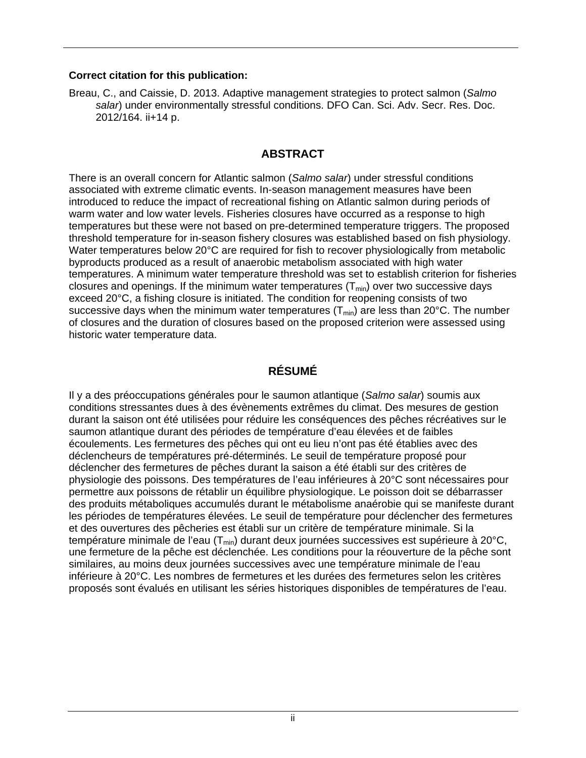**Correct citation for this publication:**

Breau, C., and Caissie, D. 2013. Adaptive management strategies to protect salmon (*Salmo salar*) under environmentally stressful conditions. DFO Can. Sci. Adv. Secr. Res. Doc. 2012/164. ii+14 p.

## ABSTRACT

There is an overall concern for Atlantic salmon (*Salmo salar*) under stressful conditions associated with extreme climatic events. In-season management measures have been introduced to reduce the impact of recreational fishing on Atlantic salmon during periods of warm water and low water levels. Fisheries closures have occurred as a response to high temperatures but these were not based on pre-determined temperature triggers. The proposed threshold temperature for in-season fishery closures was established based on fish physiology. Water temperatures below 20°C are required for fish to recover physiologically from metabolic byproducts produced as a result of anaerobic metabolism associated with high water temperatures. A minimum water temperature threshold was set to establish criterion for fisheries closures and openings. If the minimum water temperatures ($T_{min}$) over two successive days exceed 20°C, a fishing closure is initiated. The condition for reopening consists of two successive days when the minimum water temperatures ($T_{min}$) are less than 20°C. The number of closures and the duration of closures based on the proposed criterion were assessed using historic water temperature data.

## RÉSUMÉ

Il y a des préoccupations générales pour le saumon atlantique (*Salmo salar*) soumis aux conditions stressantes dues à des évènements extrêmes du climat. Des mesures de gestion durant la saison ont été utilisées pour réduire les conséquences des pêches récréatives sur le saumon atlantique durant des périodes de température d'eau élevées et de faibles écoulements. Les fermetures des pêches qui ont eu lieu n'ont pas été établies avec des déclencheurs de températures pré-déterminés. Le seuil de température proposé pour déclencher des fermetures de pêches durant la saison a été établi sur des critères de physiologie des poissons. Des températures de l'eau inférieures à 20°C sont nécessaires pour permettre aux poissons de rétablir un équilibre physiologique. Le poisson doit se débarrasser des produits métaboliques accumulés durant le métabolisme anaérobie qui se manifeste durant les périodes de températures élevées. Le seuil de température pour déclencher des fermetures et des ouvertures des pêcheries est établi sur un critère de température minimale. Si la température minimale de l'eau ($T_{min}$) durant deux journées successives est supérieure à 20°C, une fermeture de la pêche est déclenchée. Les conditions pour la réouverture de la pêche sont similaires, au moins deux journées successives avec une température minimale de l'eau inférieure à 20°C. Les nombres de fermetures et les durées des fermetures selon les critères proposés sont évalués en utilisant les séries historiques disponibles de températures de l'eau.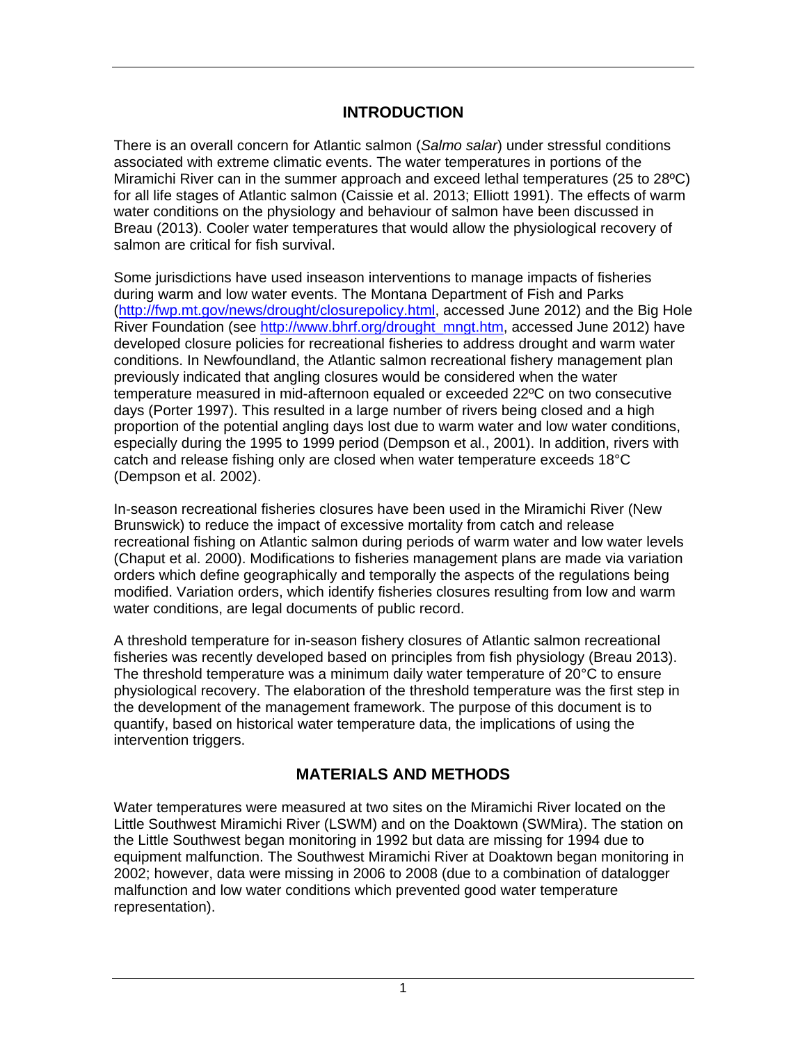## INTRODUCTION

There is an overall concern for Atlantic salmon (*Salmo salar*) under stressful conditions associated with extreme climatic events. The water temperatures in portions of the Miramichi River can in the summer approach and exceed lethal temperatures (25 to 28ºC) for all life stages of Atlantic salmon (Caissie et al. 2013; Elliott 1991). The effects of warm water conditions on the physiology and behaviour of salmon have been discussed in Breau (2013). Cooler water temperatures that would allow the physiological recovery of salmon are critical for fish survival.

Some jurisdictions have used inseason interventions to manage impacts of fisheries during warm and low water events. The Montana Department of Fish and Parks (http://fwp.mt.gov/news/drought/closurepolicy.html, accessed June 2012) and the Big Hole River Foundation (see http://www.bhrf.org/drought_mngt.htm, accessed June 2012) have developed closure policies for recreational fisheries to address drought and warm water conditions. In Newfoundland, the Atlantic salmon recreational fishery management plan previously indicated that angling closures would be considered when the water temperature measured in mid-afternoon equaled or exceeded 22ºC on two consecutive days (Porter 1997). This resulted in a large number of rivers being closed and a high proportion of the potential angling days lost due to warm water and low water conditions, especially during the 1995 to 1999 period (Dempson et al., 2001). In addition, rivers with catch and release fishing only are closed when water temperature exceeds 18°C (Dempson et al. 2002).

In-season recreational fisheries closures have been used in the Miramichi River (New Brunswick) to reduce the impact of excessive mortality from catch and release recreational fishing on Atlantic salmon during periods of warm water and low water levels (Chaput et al. 2000). Modifications to fisheries management plans are made via variation orders which define geographically and temporally the aspects of the regulations being modified. Variation orders, which identify fisheries closures resulting from low and warm water conditions, are legal documents of public record.

A threshold temperature for in-season fishery closures of Atlantic salmon recreational fisheries was recently developed based on principles from fish physiology (Breau 2013). The threshold temperature was a minimum daily water temperature of 20°C to ensure physiological recovery. The elaboration of the threshold temperature was the first step in the development of the management framework. The purpose of this document is to quantify, based on historical water temperature data, the implications of using the intervention triggers.

## MATERIALS AND METHODS

Water temperatures were measured at two sites on the Miramichi River located on the Little Southwest Miramichi River (LSWM) and on the Doaktown (SWMira). The station on the Little Southwest began monitoring in 1992 but data are missing for 1994 due to equipment malfunction. The Southwest Miramichi River at Doaktown began monitoring in 2002; however, data were missing in 2006 to 2008 (due to a combination of datalogger malfunction and low water conditions which prevented good water temperature representation).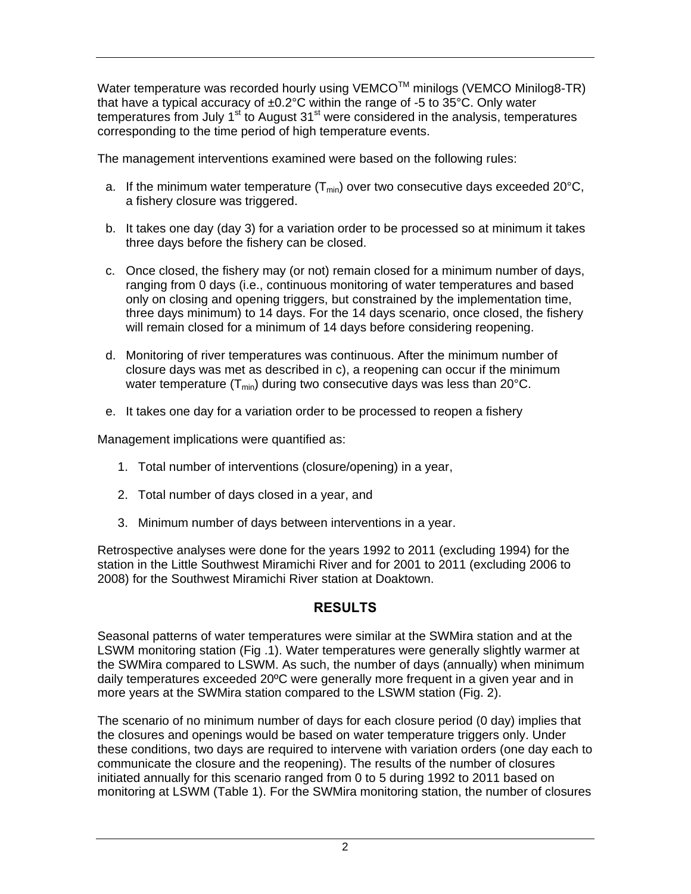Water temperature was recorded hourly using VEMCO$^{TM}$ minilogs (VEMCO Minilog8-TR) that have a typical accuracy of ±0.2°C within the range of -5 to 35°C. Only water temperatures from July 1$^{st}$ to August 31$^{st}$ were considered in the analysis, temperatures corresponding to the time period of high temperature events.

The management interventions examined were based on the following rules:

a. If the minimum water temperature ($T_{min}$) over two consecutive days exceeded 20°C, a fishery closure was triggered.

b. It takes one day (day 3) for a variation order to be processed so at minimum it takes three days before the fishery can be closed.

c. Once closed, the fishery may (or not) remain closed for a minimum number of days, ranging from 0 days (i.e., continuous monitoring of water temperatures and based only on closing and opening triggers, but constrained by the implementation time, three days minimum) to 14 days. For the 14 days scenario, once closed, the fishery will remain closed for a minimum of 14 days before considering reopening.

d. Monitoring of river temperatures was continuous. After the minimum number of closure days was met as described in c), a reopening can occur if the minimum water temperature ($T_{min}$) during two consecutive days was less than 20°C.

e. It takes one day for a variation order to be processed to reopen a fishery

Management implications were quantified as:

1. Total number of interventions (closure/opening) in a year,

2. Total number of days closed in a year, and

3. Minimum number of days between interventions in a year.

Retrospective analyses were done for the years 1992 to 2011 (excluding 1994) for the station in the Little Southwest Miramichi River and for 2001 to 2011 (excluding 2006 to 2008) for the Southwest Miramichi River station at Doaktown.

## RESULTS

Seasonal patterns of water temperatures were similar at the SWMira station and at the LSWM monitoring station (Fig .1). Water temperatures were generally slightly warmer at the SWMira compared to LSWM. As such, the number of days (annually) when minimum daily temperatures exceeded 20ºC were generally more frequent in a given year and in more years at the SWMira station compared to the LSWM station (Fig. 2).

The scenario of no minimum number of days for each closure period (0 day) implies that the closures and openings would be based on water temperature triggers only. Under these conditions, two days are required to intervene with variation orders (one day each to communicate the closure and the reopening). The results of the number of closures initiated annually for this scenario ranged from 0 to 5 during 1992 to 2011 based on monitoring at LSWM (Table 1). For the SWMira monitoring station, the number of closures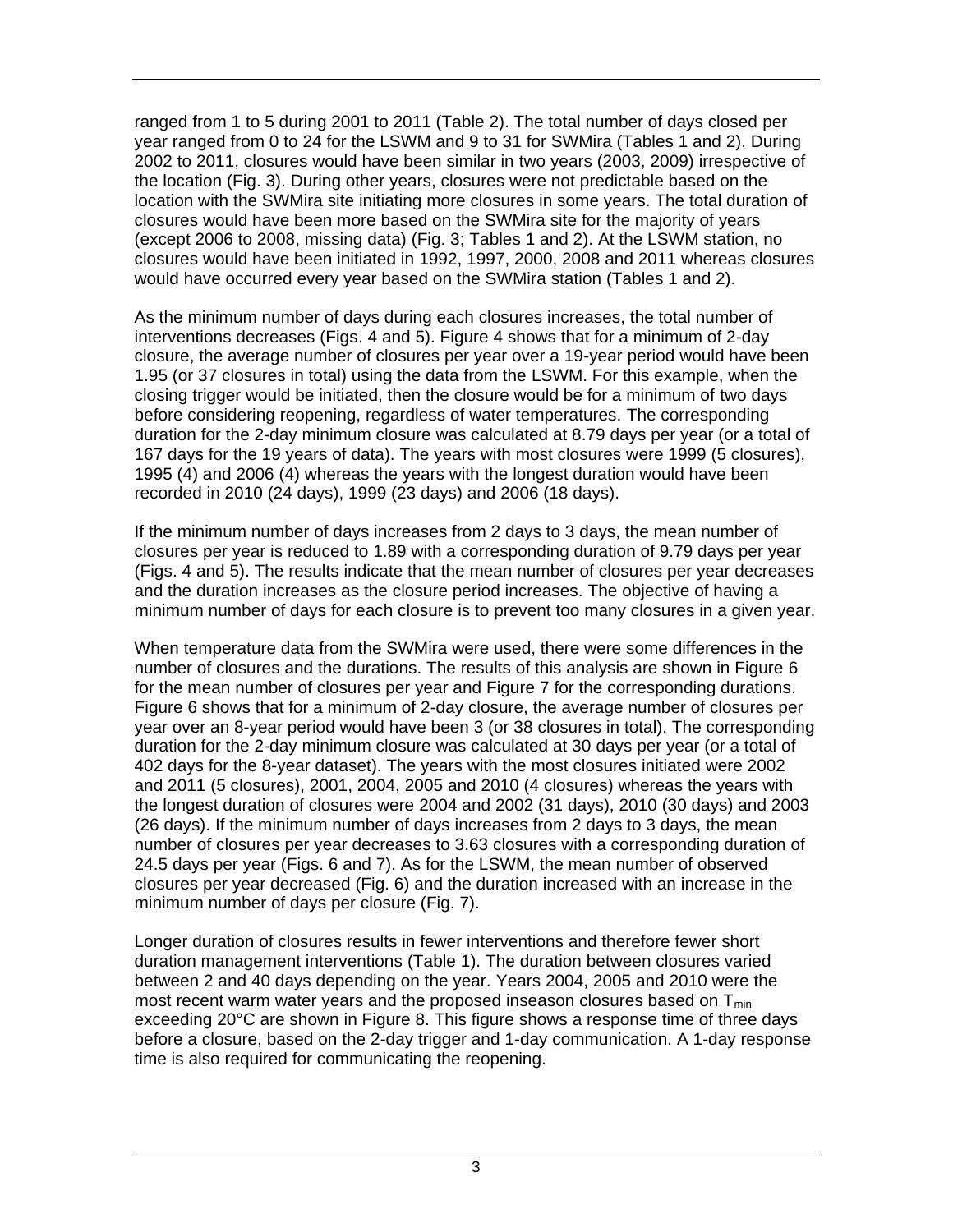ranged from 1 to 5 during 2001 to 2011 (Table 2). The total number of days closed per year ranged from 0 to 24 for the LSWM and 9 to 31 for SWMira (Tables 1 and 2). During 2002 to 2011, closures would have been similar in two years (2003, 2009) irrespective of the location (Fig. 3). During other years, closures were not predictable based on the location with the SWMira site initiating more closures in some years. The total duration of closures would have been more based on the SWMira site for the majority of years (except 2006 to 2008, missing data) (Fig. 3; Tables 1 and 2). At the LSWM station, no closures would have been initiated in 1992, 1997, 2000, 2008 and 2011 whereas closures would have occurred every year based on the SWMira station (Tables 1 and 2).

As the minimum number of days during each closures increases, the total number of interventions decreases (Figs. 4 and 5). Figure 4 shows that for a minimum of 2-day closure, the average number of closures per year over a 19-year period would have been 1.95 (or 37 closures in total) using the data from the LSWM. For this example, when the closing trigger would be initiated, then the closure would be for a minimum of two days before considering reopening, regardless of water temperatures. The corresponding duration for the 2-day minimum closure was calculated at 8.79 days per year (or a total of 167 days for the 19 years of data). The years with most closures were 1999 (5 closures), 1995 (4) and 2006 (4) whereas the years with the longest duration would have been recorded in 2010 (24 days), 1999 (23 days) and 2006 (18 days).

If the minimum number of days increases from 2 days to 3 days, the mean number of closures per year is reduced to 1.89 with a corresponding duration of 9.79 days per year (Figs. 4 and 5). The results indicate that the mean number of closures per year decreases and the duration increases as the closure period increases. The objective of having a minimum number of days for each closure is to prevent too many closures in a given year.

When temperature data from the SWMira were used, there were some differences in the number of closures and the durations. The results of this analysis are shown in Figure 6 for the mean number of closures per year and Figure 7 for the corresponding durations. Figure 6 shows that for a minimum of 2-day closure, the average number of closures per year over an 8-year period would have been 3 (or 38 closures in total). The corresponding duration for the 2-day minimum closure was calculated at 30 days per year (or a total of 402 days for the 8-year dataset). The years with the most closures initiated were 2002 and 2011 (5 closures), 2001, 2004, 2005 and 2010 (4 closures) whereas the years with the longest duration of closures were 2004 and 2002 (31 days), 2010 (30 days) and 2003 (26 days). If the minimum number of days increases from 2 days to 3 days, the mean number of closures per year decreases to 3.63 closures with a corresponding duration of 24.5 days per year (Figs. 6 and 7). As for the LSWM, the mean number of observed closures per year decreased (Fig. 6) and the duration increased with an increase in the minimum number of days per closure (Fig. 7).

Longer duration of closures results in fewer interventions and therefore fewer short duration management interventions (Table 1). The duration between closures varied between 2 and 40 days depending on the year. Years 2004, 2005 and 2010 were the most recent warm water years and the proposed inseason closures based on $T_{min}$ exceeding 20°C are shown in Figure 8. This figure shows a response time of three days before a closure, based on the 2-day trigger and 1-day communication. A 1-day response time is also required for communicating the reopening.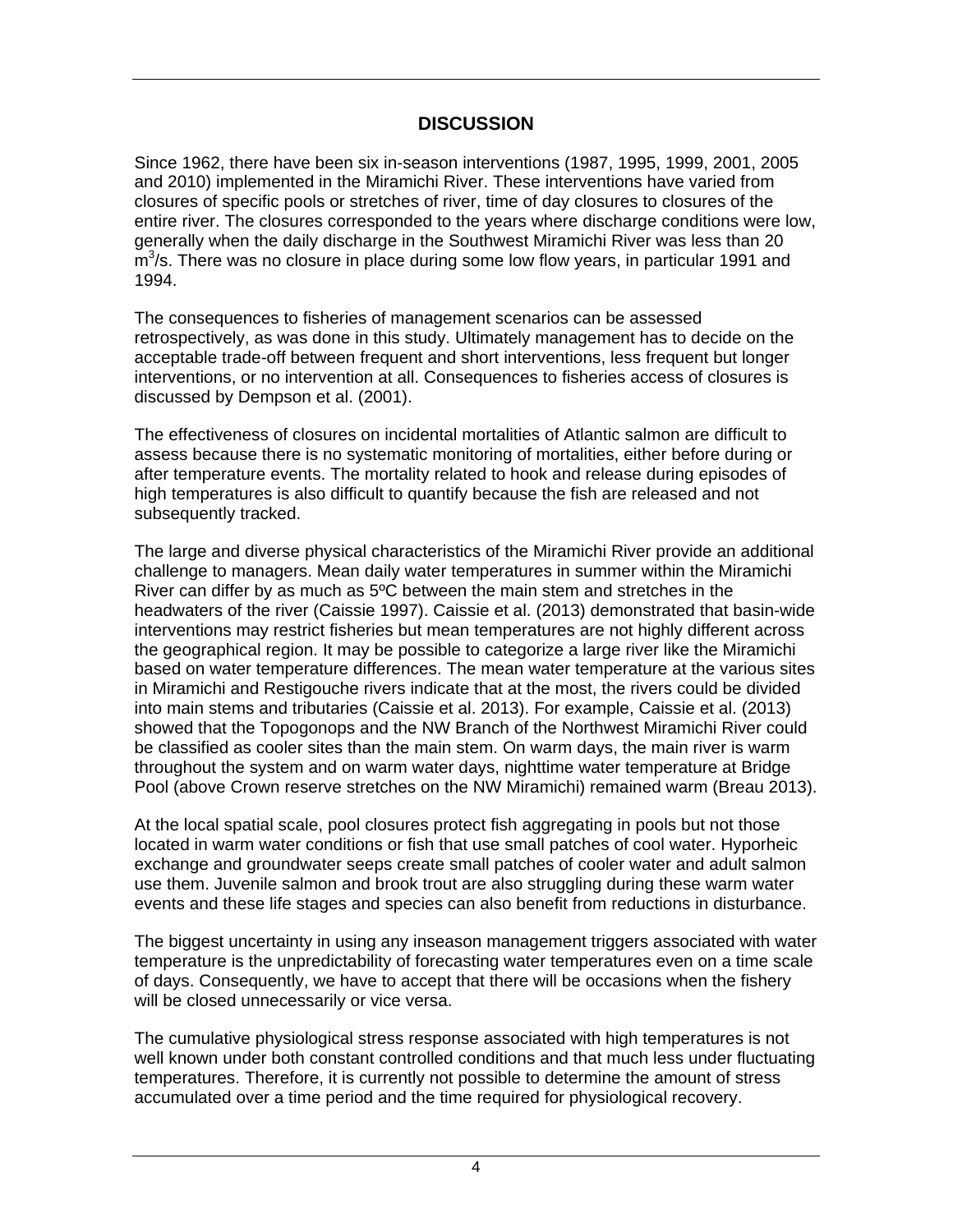## DISCUSSION

Since 1962, there have been six in-season interventions (1987, 1995, 1999, 2001, 2005 and 2010) implemented in the Miramichi River. These interventions have varied from closures of specific pools or stretches of river, time of day closures to closures of the entire river. The closures corresponded to the years where discharge conditions were low, generally when the daily discharge in the Southwest Miramichi River was less than 20 $m^3$/s. There was no closure in place during some low flow years, in particular 1991 and 1994.

The consequences to fisheries of management scenarios can be assessed retrospectively, as was done in this study. Ultimately management has to decide on the acceptable trade-off between frequent and short interventions, less frequent but longer interventions, or no intervention at all. Consequences to fisheries access of closures is discussed by Dempson et al. (2001).

The effectiveness of closures on incidental mortalities of Atlantic salmon are difficult to assess because there is no systematic monitoring of mortalities, either before during or after temperature events. The mortality related to hook and release during episodes of high temperatures is also difficult to quantify because the fish are released and not subsequently tracked.

The large and diverse physical characteristics of the Miramichi River provide an additional challenge to managers. Mean daily water temperatures in summer within the Miramichi River can differ by as much as 5ºC between the main stem and stretches in the headwaters of the river (Caissie 1997). Caissie et al. (2013) demonstrated that basin-wide interventions may restrict fisheries but mean temperatures are not highly different across the geographical region. It may be possible to categorize a large river like the Miramichi based on water temperature differences. The mean water temperature at the various sites in Miramichi and Restigouche rivers indicate that at the most, the rivers could be divided into main stems and tributaries (Caissie et al. 2013). For example, Caissie et al. (2013) showed that the Topogonops and the NW Branch of the Northwest Miramichi River could be classified as cooler sites than the main stem. On warm days, the main river is warm throughout the system and on warm water days, nighttime water temperature at Bridge Pool (above Crown reserve stretches on the NW Miramichi) remained warm (Breau 2013).

At the local spatial scale, pool closures protect fish aggregating in pools but not those located in warm water conditions or fish that use small patches of cool water. Hyporheic exchange and groundwater seeps create small patches of cooler water and adult salmon use them. Juvenile salmon and brook trout are also struggling during these warm water events and these life stages and species can also benefit from reductions in disturbance.

The biggest uncertainty in using any inseason management triggers associated with water temperature is the unpredictability of forecasting water temperatures even on a time scale of days. Consequently, we have to accept that there will be occasions when the fishery will be closed unnecessarily or vice versa.

The cumulative physiological stress response associated with high temperatures is not well known under both constant controlled conditions and that much less under fluctuating temperatures. Therefore, it is currently not possible to determine the amount of stress accumulated over a time period and the time required for physiological recovery.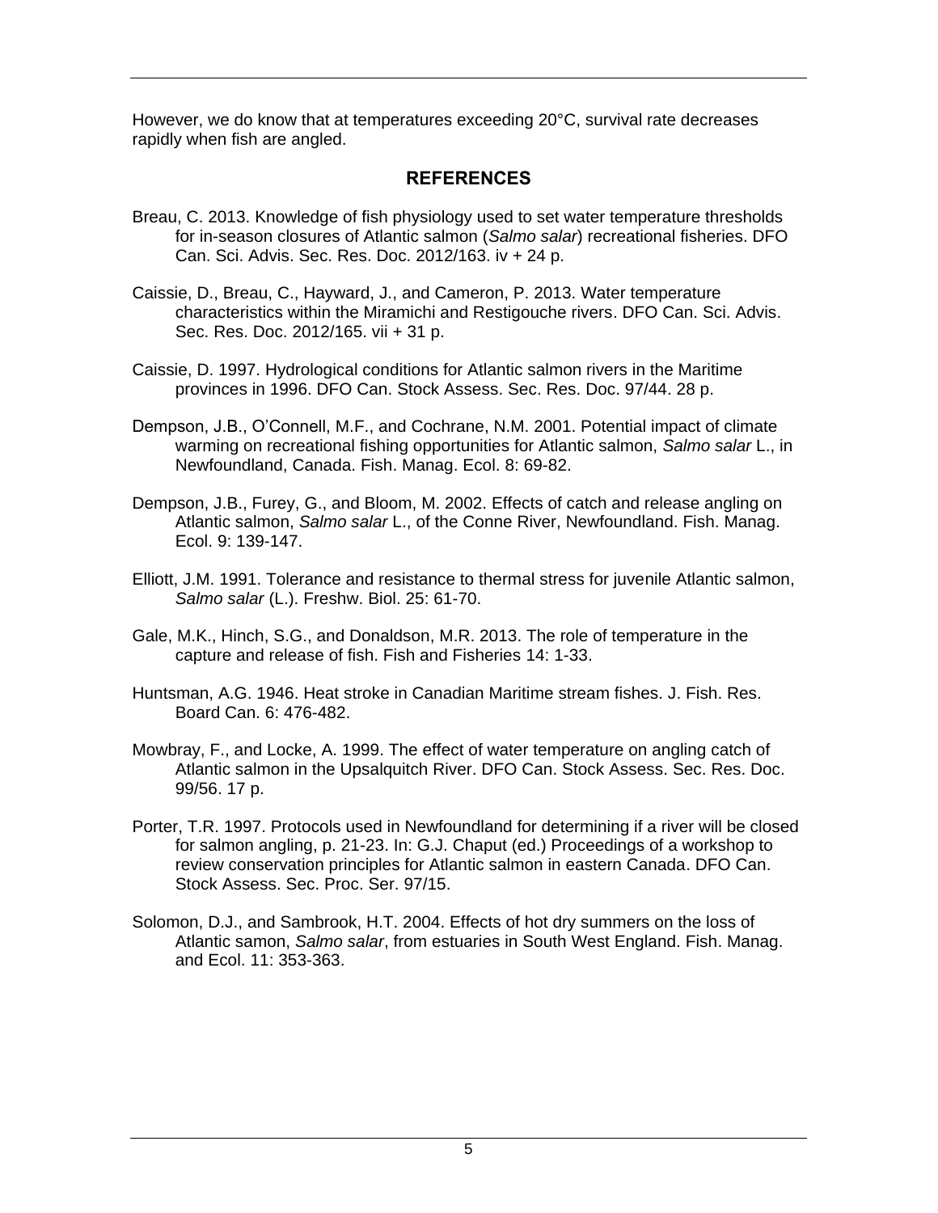However, we do know that at temperatures exceeding 20°C, survival rate decreases rapidly when fish are angled.

## REFERENCES

Breau, C. 2013. Knowledge of fish physiology used to set water temperature thresholds for in-season closures of Atlantic salmon (*Salmo salar*) recreational fisheries. DFO Can. Sci. Advis. Sec. Res. Doc. 2012/163. iv + 24 p.

Caissie, D., Breau, C., Hayward, J., and Cameron, P. 2013. Water temperature characteristics within the Miramichi and Restigouche rivers. DFO Can. Sci. Advis. Sec. Res. Doc. 2012/165. vii + 31 p.

Caissie, D. 1997. Hydrological conditions for Atlantic salmon rivers in the Maritime provinces in 1996. DFO Can. Stock Assess. Sec. Res. Doc. 97/44. 28 p.

Dempson, J.B., O'Connell, M.F., and Cochrane, N.M. 2001. Potential impact of climate warming on recreational fishing opportunities for Atlantic salmon, *Salmo salar* L., in Newfoundland, Canada. Fish. Manag. Ecol. 8: 69-82.

Dempson, J.B., Furey, G., and Bloom, M. 2002. Effects of catch and release angling on Atlantic salmon, *Salmo salar* L., of the Conne River, Newfoundland. Fish. Manag. Ecol. 9: 139-147.

Elliott, J.M. 1991. Tolerance and resistance to thermal stress for juvenile Atlantic salmon, *Salmo salar* (L.). Freshw. Biol. 25: 61-70.

Gale, M.K., Hinch, S.G., and Donaldson, M.R. 2013. The role of temperature in the capture and release of fish. Fish and Fisheries 14: 1-33.

Huntsman, A.G. 1946. Heat stroke in Canadian Maritime stream fishes. J. Fish. Res. Board Can. 6: 476-482.

Mowbray, F., and Locke, A. 1999. The effect of water temperature on angling catch of Atlantic salmon in the Upsalquitch River. DFO Can. Stock Assess. Sec. Res. Doc. 99/56. 17 p.

Porter, T.R. 1997. Protocols used in Newfoundland for determining if a river will be closed for salmon angling, p. 21-23. In: G.J. Chaput (ed.) Proceedings of a workshop to review conservation principles for Atlantic salmon in eastern Canada. DFO Can. Stock Assess. Sec. Proc. Ser. 97/15.

Solomon, D.J., and Sambrook, H.T. 2004. Effects of hot dry summers on the loss of Atlantic samon, *Salmo salar*, from estuaries in South West England. Fish. Manag. and Ecol. 11: 353-363.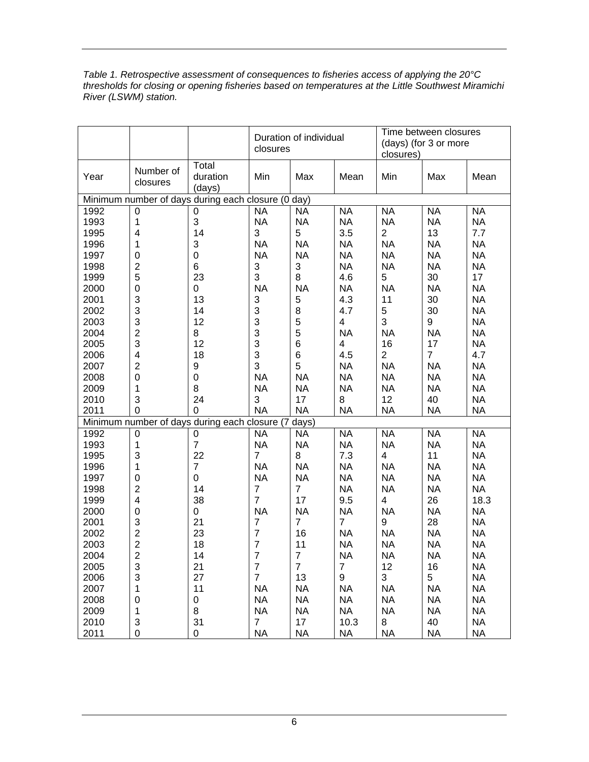*Table 1. Retrospective assessment of consequences to fisheries access of applying the 20°C thresholds for closing or opening fisheries based on temperatures at the Little Southwest Miramichi River (LSWM) station.*

| | | | Duration of individual closures | | | Time between closures (days) (for 3 or more closures) | | |
|---|---|---|---|---|---|---|---|---|
| Year | Number of closures | Total duration (days) | Min | Max | Mean | Min | Max | Mean |
| Minimum number of days during each closure (0 day) | | | | | | | | |
| 1992 | 0 | 0 | NA | NA | NA | NA | NA | NA |
| 1993 | 1 | 3 | NA | NA | NA | NA | NA | NA |
| 1995 | 4 | 14 | 3 | 5 | 3.5 | 2 | 13 | 7.7 |
| 1996 | 1 | 3 | NA | NA | NA | NA | NA | NA |
| 1997 | 0 | 0 | NA | NA | NA | NA | NA | NA |
| 1998 | 2 | 6 | 3 | 3 | NA | NA | NA | NA |
| 1999 | 5 | 23 | 3 | 8 | 4.6 | 5 | 30 | 17 |
| 2000 | 0 | 0 | NA | NA | NA | NA | NA | NA |
| 2001 | 3 | 13 | 3 | 5 | 4.3 | 11 | 30 | NA |
| 2002 | 3 | 14 | 3 | 8 | 4.7 | 5 | 30 | NA |
| 2003 | 3 | 12 | 3 | 5 | 4 | 3 | 9 | NA |
| 2004 | 2 | 8 | 3 | 5 | NA | NA | NA | NA |
| 2005 | 3 | 12 | 3 | 6 | 4 | 16 | 17 | NA |
| 2006 | 4 | 18 | 3 | 6 | 4.5 | 2 | 7 | 4.7 |
| 2007 | 2 | 9 | 3 | 5 | NA | NA | NA | NA |
| 2008 | 0 | 0 | NA | NA | NA | NA | NA | NA |
| 2009 | 1 | 8 | NA | NA | NA | NA | NA | NA |
| 2010 | 3 | 24 | 3 | 17 | 8 | 12 | 40 | NA |
| 2011 | 0 | 0 | NA | NA | NA | NA | NA | NA |
| Minimum number of days during each closure (7 days) | | | | | | | | |
| 1992 | 0 | 0 | NA | NA | NA | NA | NA | NA |
| 1993 | 1 | 7 | NA | NA | NA | NA | NA | NA |
| 1995 | 3 | 22 | 7 | 8 | 7.3 | 4 | 11 | NA |
| 1996 | 1 | 7 | NA | NA | NA | NA | NA | NA |
| 1997 | 0 | 0 | NA | NA | NA | NA | NA | NA |
| 1998 | 2 | 14 | 7 | 7 | NA | NA | NA | NA |
| 1999 | 4 | 38 | 7 | 17 | 9.5 | 4 | 26 | 18.3 |
| 2000 | 0 | 0 | NA | NA | NA | NA | NA | NA |
| 2001 | 3 | 21 | 7 | 7 | 7 | 9 | 28 | NA |
| 2002 | 2 | 23 | 7 | 16 | NA | NA | NA | NA |
| 2003 | 2 | 18 | 7 | 11 | NA | NA | NA | NA |
| 2004 | 2 | 14 | 7 | 7 | NA | NA | NA | NA |
| 2005 | 3 | 21 | 7 | 7 | 7 | 12 | 16 | NA |
| 2006 | 3 | 27 | 7 | 13 | 9 | 3 | 5 | NA |
| 2007 | 1 | 11 | NA | NA | NA | NA | NA | NA |
| 2008 | 0 | 0 | NA | NA | NA | NA | NA | NA |
| 2009 | 1 | 8 | NA | NA | NA | NA | NA | NA |
| 2010 | 3 | 31 | 7 | 17 | 10.3 | 8 | 40 | NA |
| 2011 | 0 | 0 | NA | NA | NA | NA | NA | NA |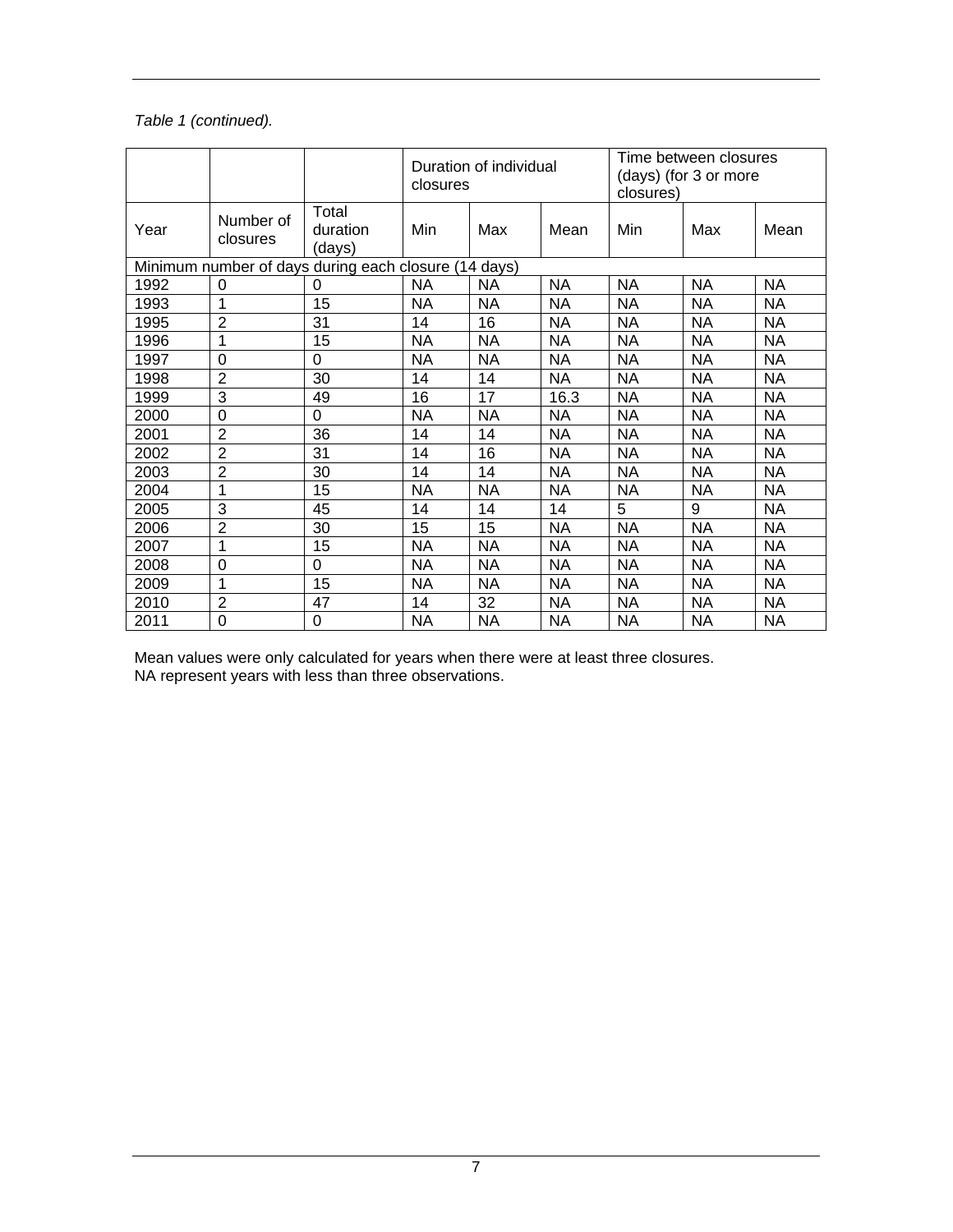*Table 1 (continued).*

| | | | Duration of individual closures | | | Time between closures (days) (for 3 or more closures) | | |
|---|---|---|---|---|---|---|---|---|
| Year | Number of closures | Total duration (days) | Min | Max | Mean | Min | Max | Mean |
| Minimum number of days during each closure (14 days) | | | | | | | | |
| 1992 | 0 | 0 | NA | NA | NA | NA | NA | NA |
| 1993 | 1 | 15 | NA | NA | NA | NA | NA | NA |
| 1995 | 2 | 31 | 14 | 16 | NA | NA | NA | NA |
| 1996 | 1 | 15 | NA | NA | NA | NA | NA | NA |
| 1997 | 0 | 0 | NA | NA | NA | NA | NA | NA |
| 1998 | 2 | 30 | 14 | 14 | NA | NA | NA | NA |
| 1999 | 3 | 49 | 16 | 17 | 16.3 | NA | NA | NA |
| 2000 | 0 | 0 | NA | NA | NA | NA | NA | NA |
| 2001 | 2 | 36 | 14 | 14 | NA | NA | NA | NA |
| 2002 | 2 | 31 | 14 | 16 | NA | NA | NA | NA |
| 2003 | 2 | 30 | 14 | 14 | NA | NA | NA | NA |
| 2004 | 1 | 15 | NA | NA | NA | NA | NA | NA |
| 2005 | 3 | 45 | 14 | 14 | 14 | 5 | 9 | NA |
| 2006 | 2 | 30 | 15 | 15 | NA | NA | NA | NA |
| 2007 | 1 | 15 | NA | NA | NA | NA | NA | NA |
| 2008 | 0 | 0 | NA | NA | NA | NA | NA | NA |
| 2009 | 1 | 15 | NA | NA | NA | NA | NA | NA |
| 2010 | 2 | 47 | 14 | 32 | NA | NA | NA | NA |
| 2011 | 0 | 0 | NA | NA | NA | NA | NA | NA |

Mean values were only calculated for years when there were at least three closures.
NA represent years with less than three observations.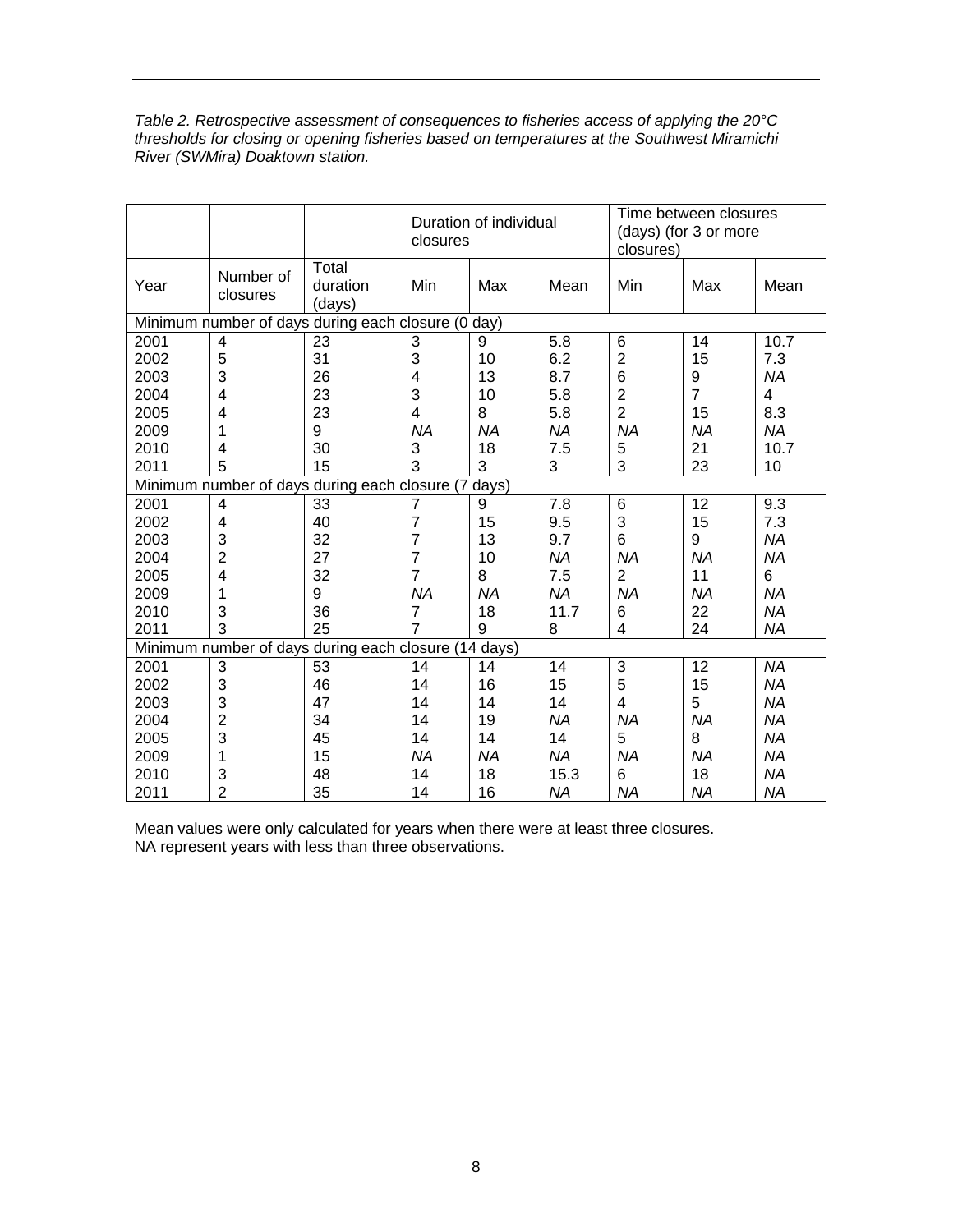*Table 2. Retrospective assessment of consequences to fisheries access of applying the 20°C thresholds for closing or opening fisheries based on temperatures at the Southwest Miramichi River (SWMira) Doaktown station.*

| | | | Duration of individual closures | | | Time between closures (days) (for 3 or more closures) | | |
|---|---|---|---|---|---|---|---|---|
| Year | Number of closures | Total duration (days) | Min | Max | Mean | Min | Max | Mean |
| Minimum number of days during each closure (0 day) | | | | | | | | |
| 2001 | 4 | 23 | 3 | 9 | 5.8 | 6 | 14 | 10.7 |
| 2002 | 5 | 31 | 3 | 10 | 6.2 | 2 | 15 | 7.3 |
| 2003 | 3 | 26 | 4 | 13 | 8.7 | 6 | 9 | *NA* |
| 2004 | 4 | 23 | 3 | 10 | 5.8 | 2 | 7 | 4 |
| 2005 | 4 | 23 | 4 | 8 | 5.8 | 2 | 15 | 8.3 |
| 2009 | 1 | 9 | *NA* | *NA* | *NA* | *NA* | *NA* | *NA* |
| 2010 | 4 | 30 | 3 | 18 | 7.5 | 5 | 21 | 10.7 |
| 2011 | 5 | 15 | 3 | 3 | 3 | 3 | 23 | 10 |
| Minimum number of days during each closure (7 days) | | | | | | | | |
| 2001 | 4 | 33 | 7 | 9 | 7.8 | 6 | 12 | 9.3 |
| 2002 | 4 | 40 | 7 | 15 | 9.5 | 3 | 15 | 7.3 |
| 2003 | 3 | 32 | 7 | 13 | 9.7 | 6 | 9 | *NA* |
| 2004 | 2 | 27 | 7 | 10 | *NA* | *NA* | *NA* | *NA* |
| 2005 | 4 | 32 | 7 | 8 | 7.5 | 2 | 11 | 6 |
| 2009 | 1 | 9 | *NA* | *NA* | *NA* | *NA* | *NA* | *NA* |
| 2010 | 3 | 36 | 7 | 18 | 11.7 | 6 | 22 | *NA* |
| 2011 | 3 | 25 | 7 | 9 | 8 | 4 | 24 | *NA* |
| Minimum number of days during each closure (14 days) | | | | | | | | |
| 2001 | 3 | 53 | 14 | 14 | 14 | 3 | 12 | *NA* |
| 2002 | 3 | 46 | 14 | 16 | 15 | 5 | 15 | *NA* |
| 2003 | 3 | 47 | 14 | 14 | 14 | 4 | 5 | *NA* |
| 2004 | 2 | 34 | 14 | 19 | *NA* | *NA* | *NA* | *NA* |
| 2005 | 3 | 45 | 14 | 14 | 14 | 5 | 8 | *NA* |
| 2009 | 1 | 15 | *NA* | *NA* | *NA* | *NA* | *NA* | *NA* |
| 2010 | 3 | 48 | 14 | 18 | 15.3 | 6 | 18 | *NA* |
| 2011 | 2 | 35 | 14 | 16 | *NA* | *NA* | *NA* | *NA* |

Mean values were only calculated for years when there were at least three closures.
NA represent years with less than three observations.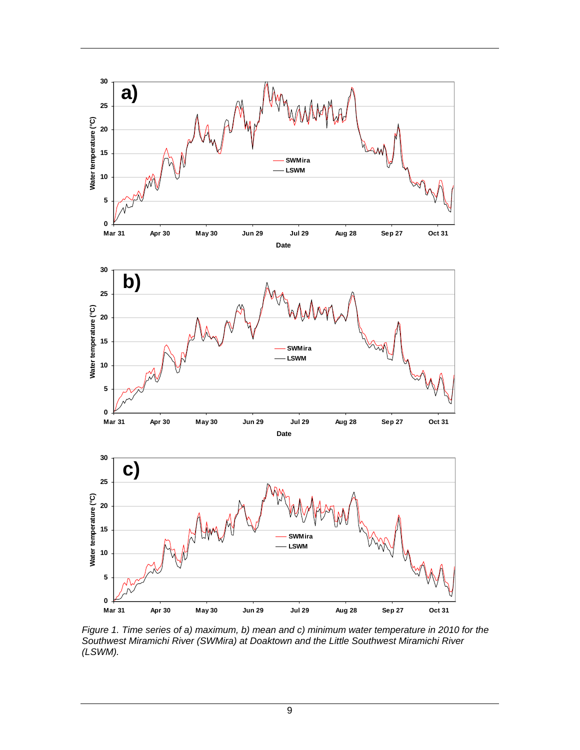*Figure 1. Time series of a) maximum, b) mean and c) minimum water temperature in 2010 for the Southwest Miramichi River (SWMira) at Doaktown and the Little Southwest Miramichi River (LSWM).*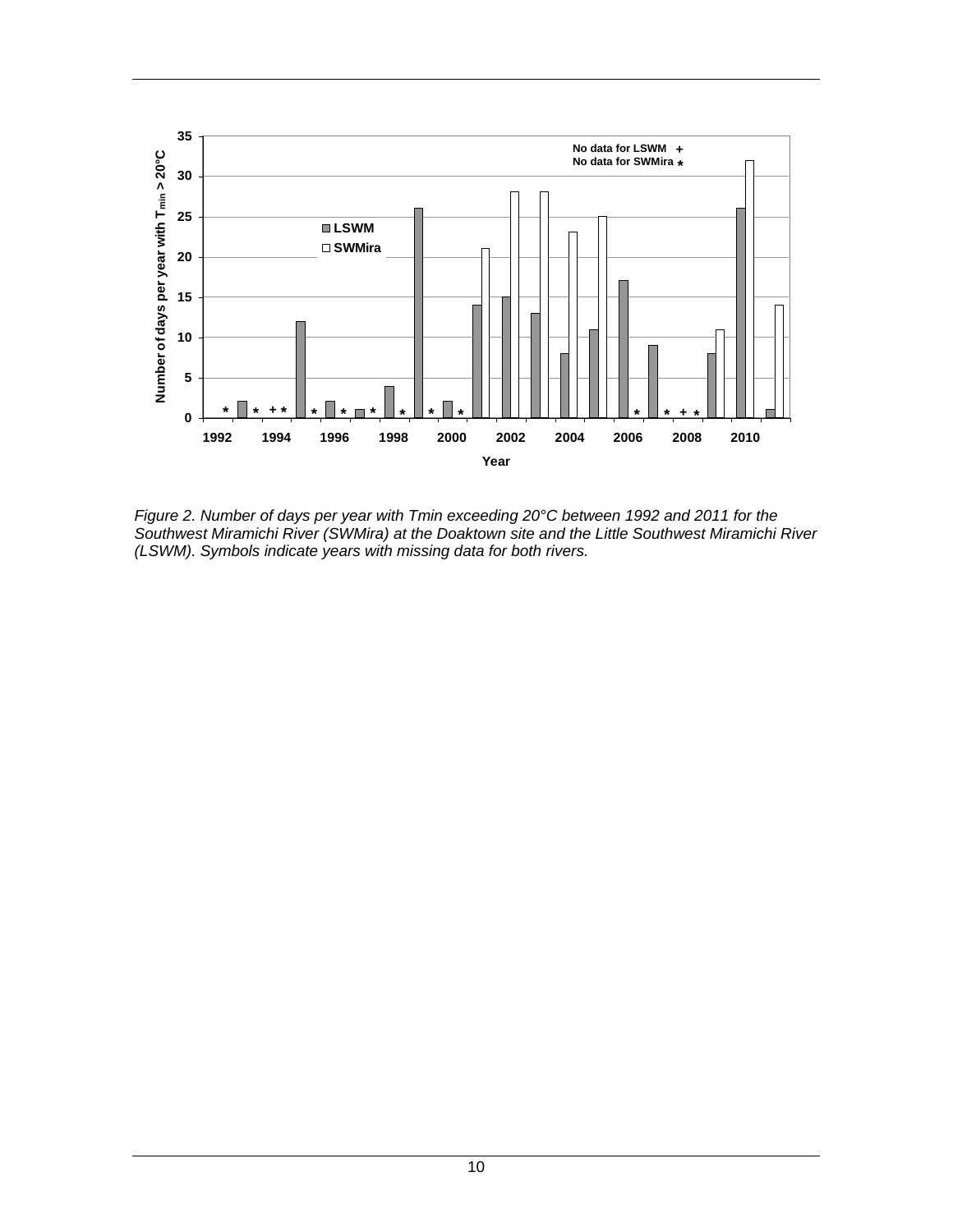*Figure 2. Number of days per year with Tmin exceeding 20°C between 1992 and 2011 for the Southwest Miramichi River (SWMira) at the Doaktown site and the Little Southwest Miramichi River (LSWM). Symbols indicate years with missing data for both rivers.*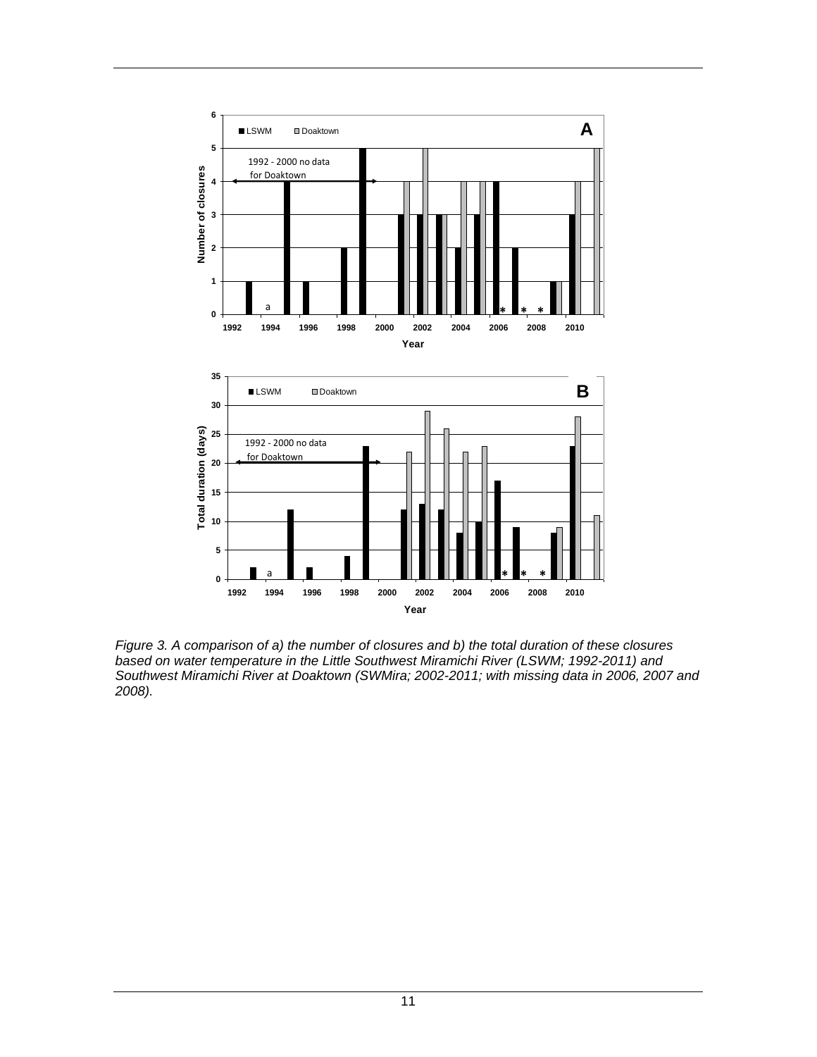*Figure 3. A comparison of a) the number of closures and b) the total duration of these closures based on water temperature in the Little Southwest Miramichi River (LSWM; 1992-2011) and Southwest Miramichi River at Doaktown (SWMira; 2002-2011; with missing data in 2006, 2007 and 2008).*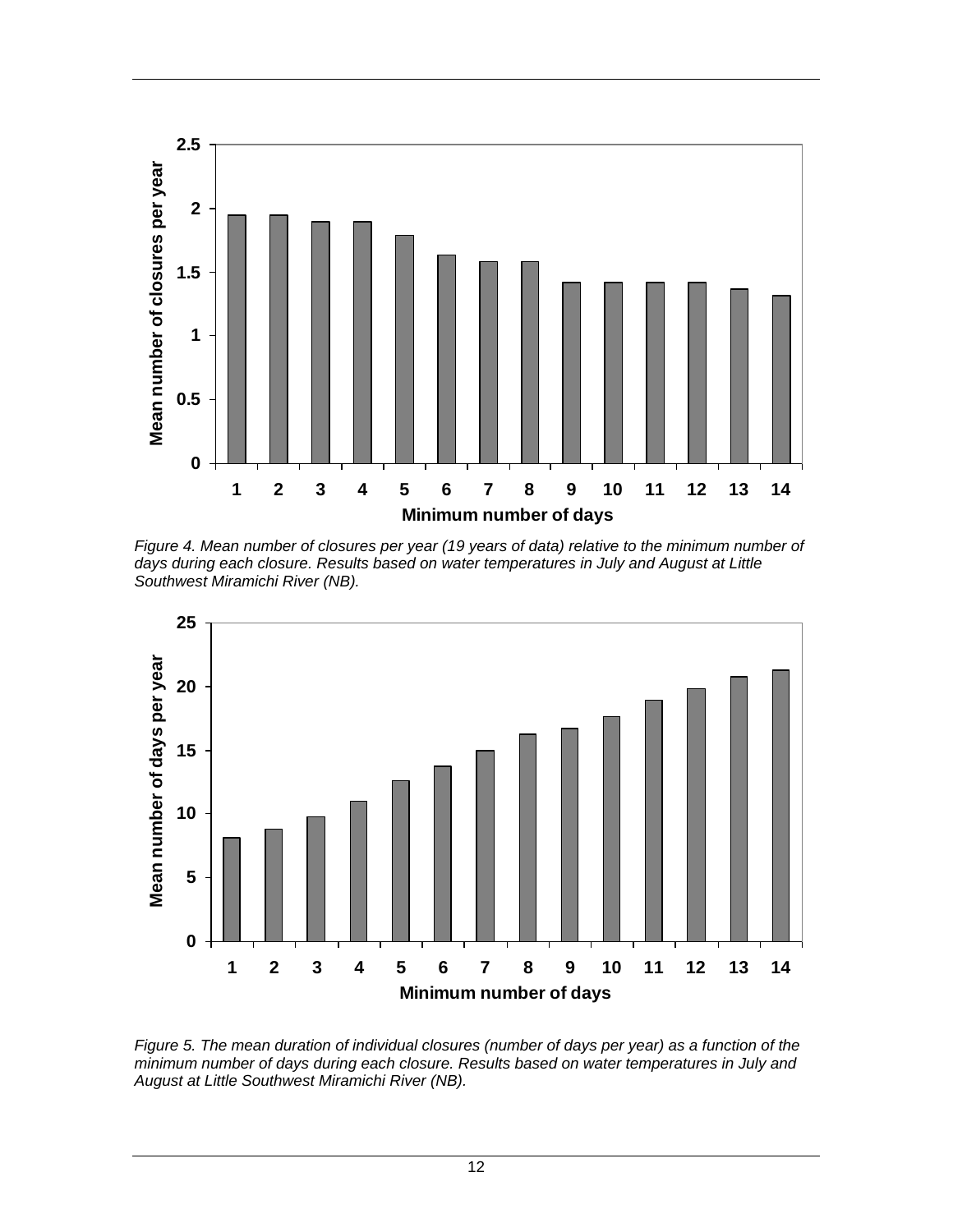Figure 4. Mean number of closures per year (19 years of data) relative to the minimum number of days during each closure. Results based on water temperatures in July and August at Little Southwest Miramichi River (NB).

Figure 5. The mean duration of individual closures (number of days per year) as a function of the minimum number of days during each closure. Results based on water temperatures in July and August at Little Southwest Miramichi River (NB).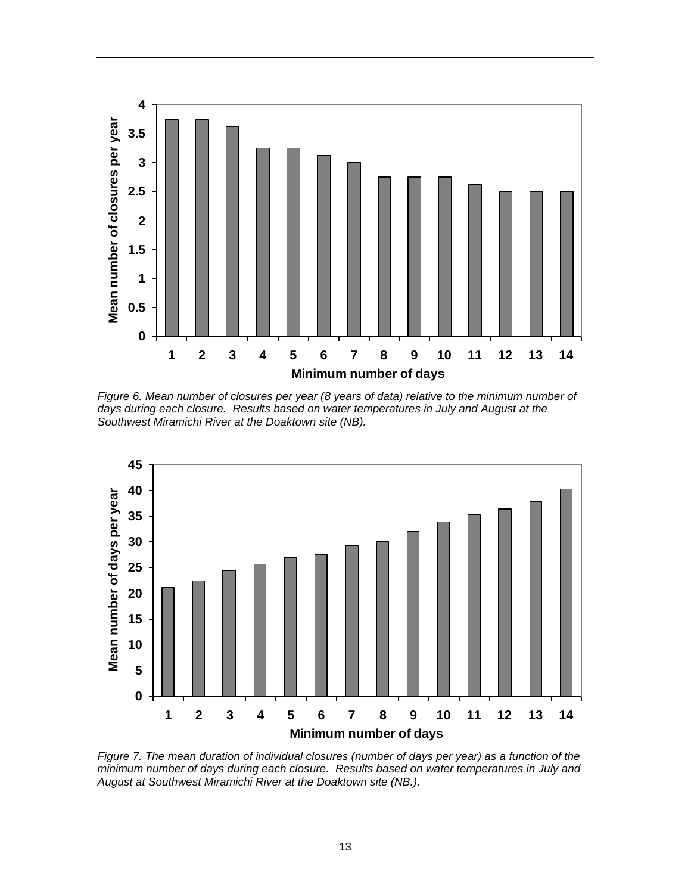*Figure 6. Mean number of closures per year (8 years of data) relative to the minimum number of days during each closure. Results based on water temperatures in July and August at the Southwest Miramichi River at the Doaktown site (NB).*

*Figure 7. The mean duration of individual closures (number of days per year) as a function of the minimum number of days during each closure. Results based on water temperatures in July and August at Southwest Miramichi River at the Doaktown site (NB.).*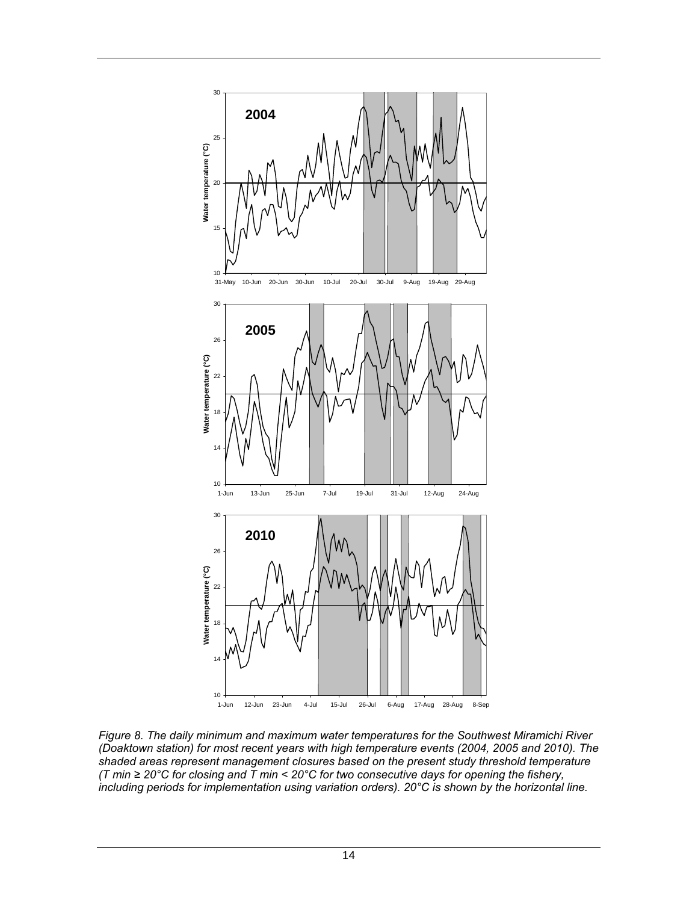2004

Water temperature (°C)

30
25
20
15
10

31-May 10-Jun 20-Jun 30-Jun 10-Jul 20-Jul 30-Jul 9-Aug 19-Aug 29-Aug

2005

Water temperature (°C)

30
26
22
18
14
10

1-Jun 13-Jun 25-Jun 7-Jul 19-Jul 31-Jul 12-Aug 24-Aug

2010

Water temperature (°C)

30
26
22
18
14
10

1-Jun 12-Jun 23-Jun 4-Jul 15-Jul 26-Jul 6-Aug 17-Aug 28-Aug 8-Sep

*Figure 8. The daily minimum and maximum water temperatures for the Southwest Miramichi River (Doaktown station) for most recent years with high temperature events (2004, 2005 and 2010). The shaded areas represent management closures based on the present study threshold temperature (T min ≥ 20°C for closing and T min < 20°C for two consecutive days for opening the fishery, including periods for implementation using variation orders). 20°C is shown by the horizontal line.*